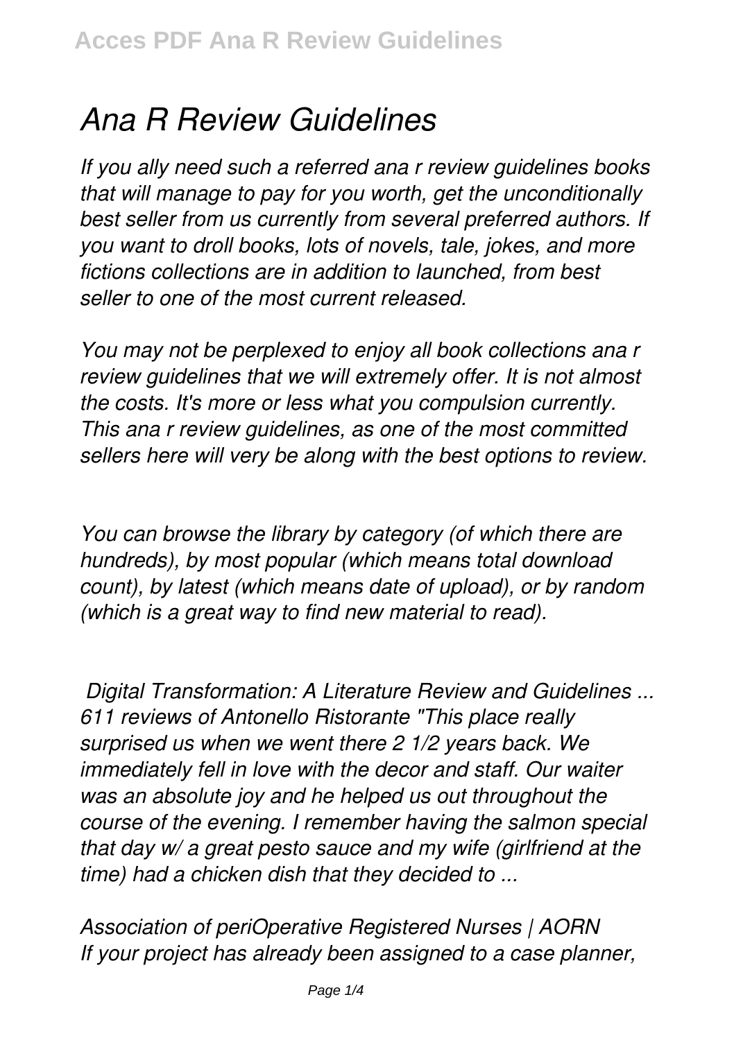# *Ana R Review Guidelines*

*If you ally need such a referred ana r review guidelines books that will manage to pay for you worth, get the unconditionally best seller from us currently from several preferred authors. If you want to droll books, lots of novels, tale, jokes, and more fictions collections are in addition to launched, from best seller to one of the most current released.*

*You may not be perplexed to enjoy all book collections ana r review guidelines that we will extremely offer. It is not almost the costs. It's more or less what you compulsion currently. This ana r review guidelines, as one of the most committed sellers here will very be along with the best options to review.*

*You can browse the library by category (of which there are hundreds), by most popular (which means total download count), by latest (which means date of upload), or by random (which is a great way to find new material to read).*

***Digital Transformation: A Literature Review and Guidelines ...***
*611 reviews of Antonello Ristorante "This place really surprised us when we went there 2 1/2 years back. We immediately fell in love with the decor and staff. Our waiter was an absolute joy and he helped us out throughout the course of the evening. I remember having the salmon special that day w/ a great pesto sauce and my wife (girlfriend at the time) had a chicken dish that they decided to ...*

***Association of periOperative Registered Nurses | AORN***
*If your project has already been assigned to a case planner,*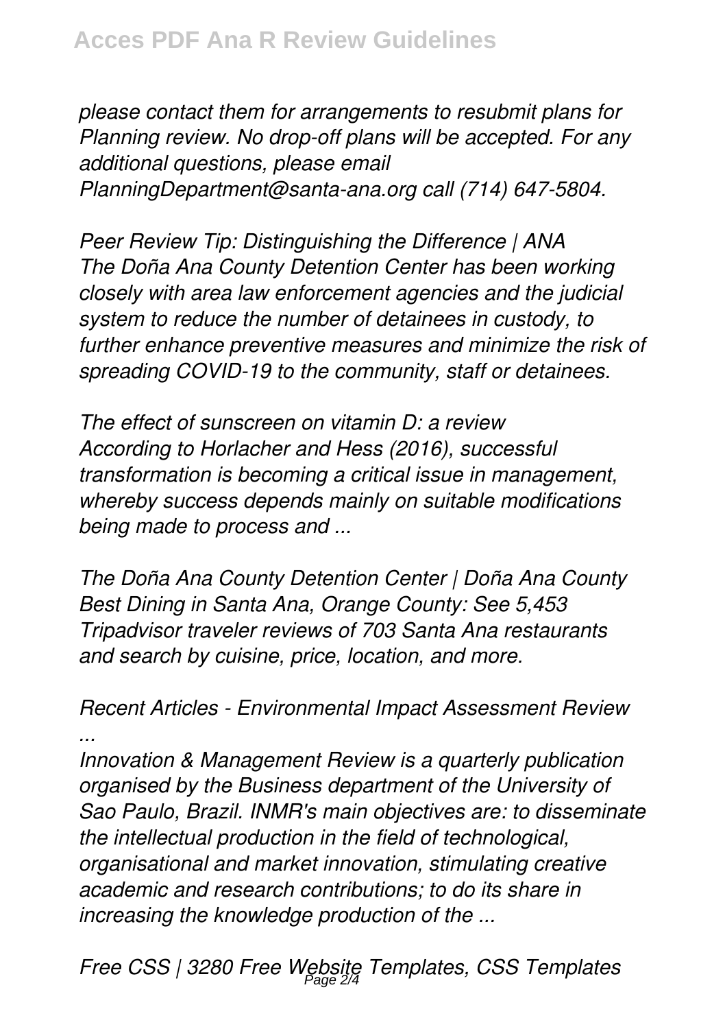*please contact them for arrangements to resubmit plans for Planning review. No drop-off plans will be accepted. For any additional questions, please email PlanningDepartment@santa-ana.org call (714) 647-5804.*

*Peer Review Tip: Distinguishing the Difference | ANA*
*The Doña Ana County Detention Center has been working closely with area law enforcement agencies and the judicial system to reduce the number of detainees in custody, to further enhance preventive measures and minimize the risk of spreading COVID-19 to the community, staff or detainees.*

*The effect of sunscreen on vitamin D: a review*
*According to Horlacher and Hess (2016), successful transformation is becoming a critical issue in management, whereby success depends mainly on suitable modifications being made to process and ...*

*The Doña Ana County Detention Center | Doña Ana County*
*Best Dining in Santa Ana, Orange County: See 5,453 Tripadvisor traveler reviews of 703 Santa Ana restaurants and search by cuisine, price, location, and more.*

*Recent Articles - Environmental Impact Assessment Review ...*
*Innovation & Management Review is a quarterly publication organised by the Business department of the University of Sao Paulo, Brazil. INMR's main objectives are: to disseminate the intellectual production in the field of technological, organisational and market innovation, stimulating creative academic and research contributions; to do its share in increasing the knowledge production of the ...*

*Free CSS | 3280 Free Website Templates, CSS Templates*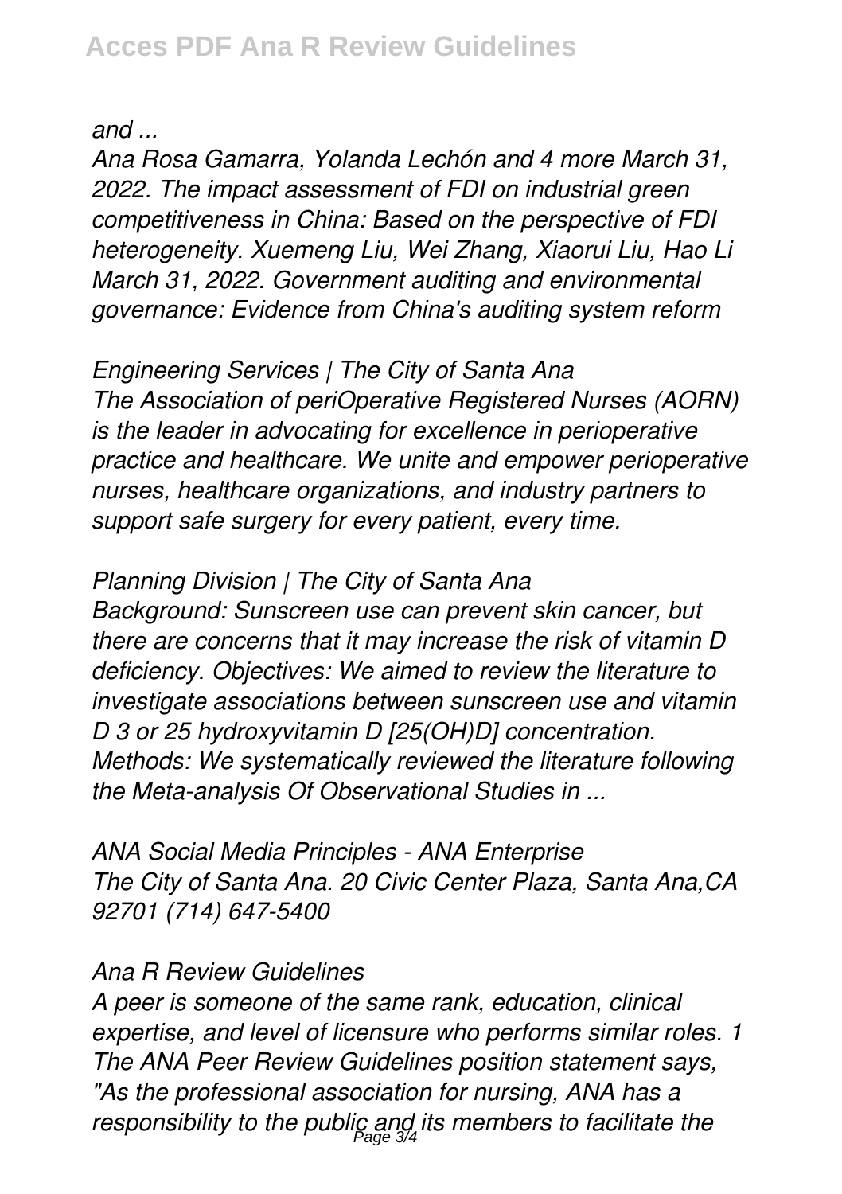*and ...*

*Ana Rosa Gamarra, Yolanda Lechón and 4 more March 31, 2022. The impact assessment of FDI on industrial green competitiveness in China: Based on the perspective of FDI heterogeneity. Xuemeng Liu, Wei Zhang, Xiaorui Liu, Hao Li March 31, 2022. Government auditing and environmental governance: Evidence from China's auditing system reform*

*Engineering Services | The City of Santa Ana*
*The Association of periOperative Registered Nurses (AORN) is the leader in advocating for excellence in perioperative practice and healthcare. We unite and empower perioperative nurses, healthcare organizations, and industry partners to support safe surgery for every patient, every time.*

*Planning Division | The City of Santa Ana*
*Background: Sunscreen use can prevent skin cancer, but there are concerns that it may increase the risk of vitamin D deficiency. Objectives: We aimed to review the literature to investigate associations between sunscreen use and vitamin D 3 or 25 hydroxyvitamin D [25(OH)D] concentration. Methods: We systematically reviewed the literature following the Meta-analysis Of Observational Studies in ...*

*ANA Social Media Principles - ANA Enterprise*
*The City of Santa Ana. 20 Civic Center Plaza, Santa Ana,CA 92701 (714) 647-5400*

*Ana R Review Guidelines*
*A peer is someone of the same rank, education, clinical expertise, and level of licensure who performs similar roles. 1 The ANA Peer Review Guidelines position statement says, "As the professional association for nursing, ANA has a responsibility to the public and its members to facilitate the*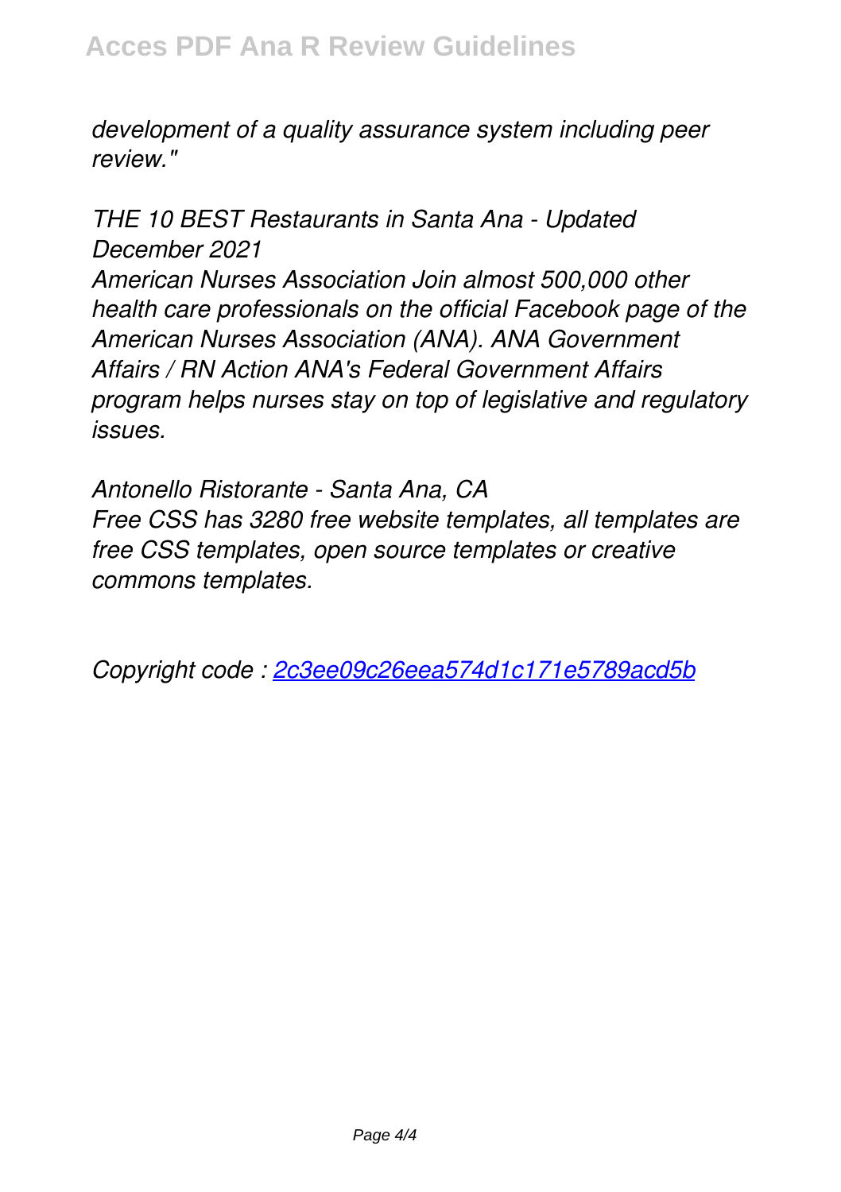*development of a quality assurance system including peer review."*

*THE 10 BEST Restaurants in Santa Ana - Updated December 2021*

*American Nurses Association Join almost 500,000 other health care professionals on the official Facebook page of the American Nurses Association (ANA). ANA Government Affairs / RN Action ANA's Federal Government Affairs program helps nurses stay on top of legislative and regulatory issues.*

*Antonello Ristorante - Santa Ana, CA*

*Free CSS has 3280 free website templates, all templates are free CSS templates, open source templates or creative commons templates.*

*Copyright code : 2c3ee09c26eea574d1c171e5789acd5b*